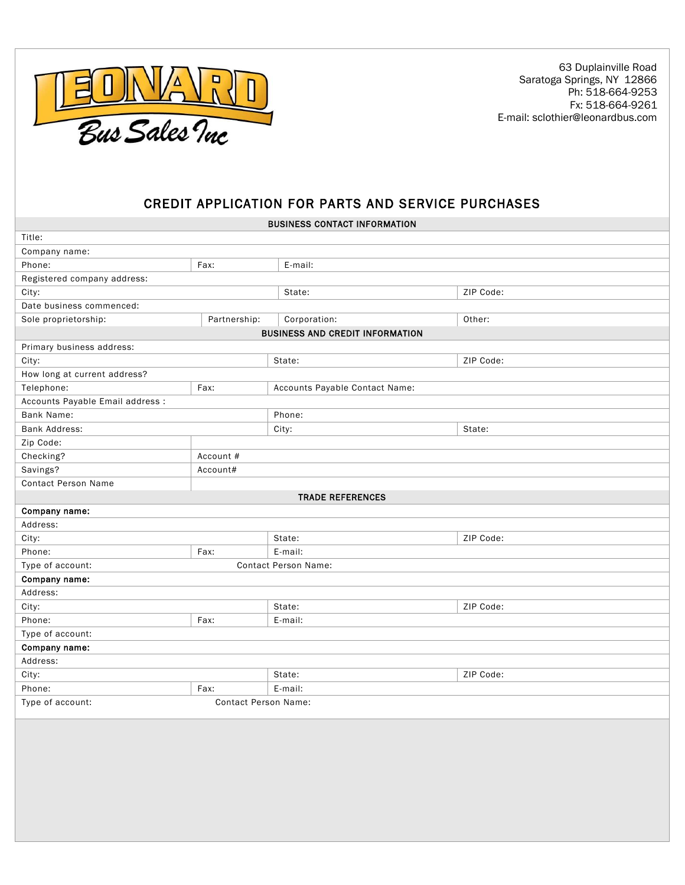63 Duplainville Road
Saratoga Springs, NY 12866
Ph: 518-664-9253
Fx: 518-664-9261
E-mail: sclothier@leonardbus.com

# CREDIT APPLICATION FOR PARTS AND SERVICE PURCHASES

| BUSINESS CONTACT INFORMATION | | | |
|---|---|---|---|
| Title: | | | |
| Company name: | | | |
| Phone: | Fax: | E-mail: | |
| Registered company address: | | | |
| City: | | State: | ZIP Code: |
| Date business commenced: | | | |
| Sole proprietorship: | Partnership: | Corporation: | Other: |
| **BUSINESS AND CREDIT INFORMATION** | | | |
| Primary business address: | | | |
| City: | | State: | ZIP Code: |
| How long at current address? | | | |
| Telephone: | Fax: | Accounts Payable Contact Name: | |
| Accounts Payable Email address : | | | |
| Bank Name: | | Phone: | |
| Bank Address: | | City: | State: |
| Zip Code: | | | |
| Checking? | Account # | | |
| Savings? | Account# | | |
| Contact Person Name | | | |
| **TRADE REFERENCES** | | | |
| **Company name:** | | | |
| Address: | | | |
| City: | | State: | ZIP Code: |
| Phone: | Fax: | E-mail: | |
| Type of account: | Contact Person Name: | | |
| **Company name:** | | | |
| Address: | | | |
| City: | | State: | ZIP Code: |
| Phone: | Fax: | E-mail: | |
| Type of account: | | | |
| **Company name:** | | | |
| Address: | | | |
| City: | | State: | ZIP Code: |
| Phone: | Fax: | E-mail: | |
| Type of account: | Contact Person Name: | | |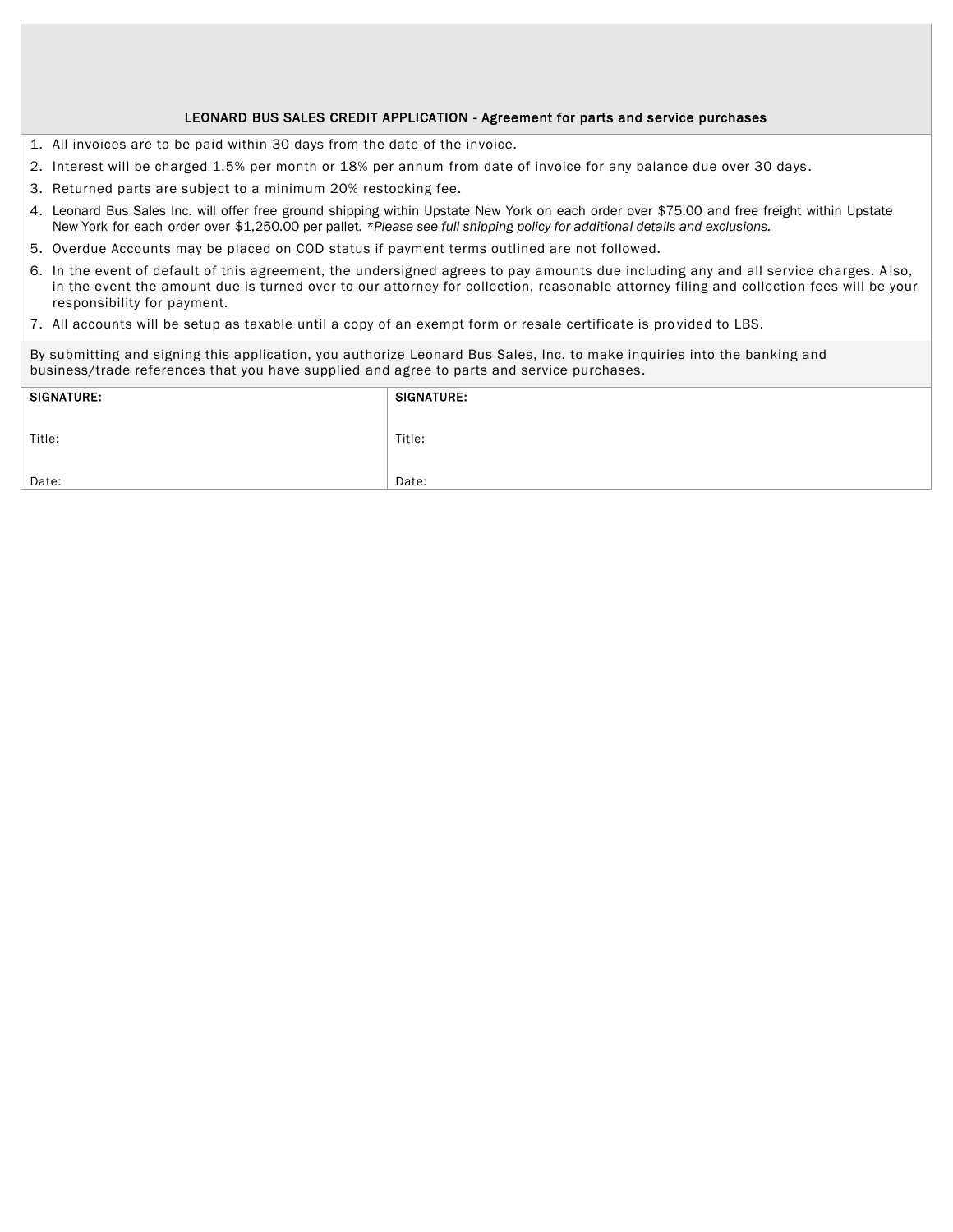## LEONARD BUS SALES CREDIT APPLICATION - Agreement for parts and service purchases

1. All invoices are to be paid within 30 days from the date of the invoice.
2. Interest will be charged 1.5% per month or 18% per annum from date of invoice for any balance due over 30 days.
3. Returned parts are subject to a minimum 20% restocking fee.
4. Leonard Bus Sales Inc. will offer free ground shipping within Upstate New York on each order over $75.00 and free freight within Upstate New York for each order over $1,250.00 per pallet. *\*Please see full shipping policy for additional details and exclusions.*
5. Overdue Accounts may be placed on COD status if payment terms outlined are not followed.
6. In the event of default of this agreement, the undersigned agrees to pay amounts due including any and all service charges. Also, in the event the amount due is turned over to our attorney for collection, reasonable attorney filing and collection fees will be your responsibility for payment.
7. All accounts will be setup as taxable until a copy of an exempt form or resale certificate is provided to LBS.

By submitting and signing this application, you authorize Leonard Bus Sales, Inc. to make inquiries into the banking and business/trade references that you have supplied and agree to parts and service purchases.

| | |
|---|---|
| **SIGNATURE:** | **SIGNATURE:** |
| Title: | Title: |
| Date: | Date: |